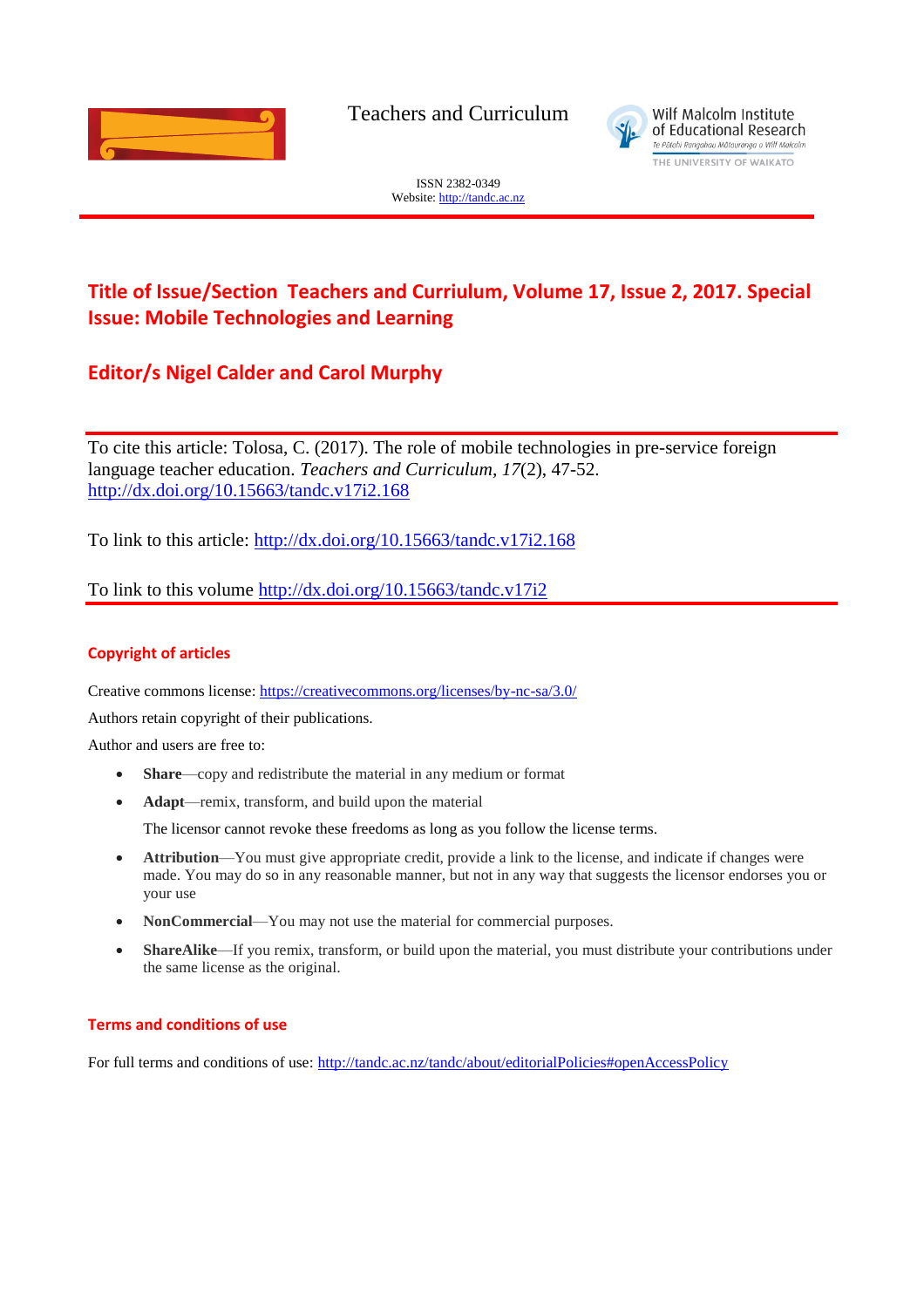Teachers and Curriculum

Wilf Malcolm Institute of Educational Research
Te Pātahi Rangahau Mātauranga o Wilf Malcolm
THE UNIVERSITY OF WAIKATO

ISSN 2382-0349
Website: http://tandc.ac.nz

## Title of Issue/Section Teachers and Curriulum, Volume 17, Issue 2, 2017. Special Issue: Mobile Technologies and Learning

## Editor/s Nigel Calder and Carol Murphy

To cite this article: Tolosa, C. (2017). The role of mobile technologies in pre-service foreign language teacher education. *Teachers and Curriculum, 17*(2), 47-52. http://dx.doi.org/10.15663/tandc.v17i2.168

To link to this article: http://dx.doi.org/10.15663/tandc.v17i2.168

To link to this volume http://dx.doi.org/10.15663/tandc.v17i2

### Copyright of articles

Creative commons license: https://creativecommons.org/licenses/by-nc-sa/3.0/

Authors retain copyright of their publications.

Author and users are free to:

- **Share**—copy and redistribute the material in any medium or format
- **Adapt**—remix, transform, and build upon the material

  The licensor cannot revoke these freedoms as long as you follow the license terms.

- **Attribution**—You must give appropriate credit, provide a link to the license, and indicate if changes were made. You may do so in any reasonable manner, but not in any way that suggests the licensor endorses you or your use
- **NonCommercial**—You may not use the material for commercial purposes.
- **ShareAlike**—If you remix, transform, or build upon the material, you must distribute your contributions under the same license as the original.

### Terms and conditions of use

For full terms and conditions of use: http://tandc.ac.nz/tandc/about/editorialPolicies#openAccessPolicy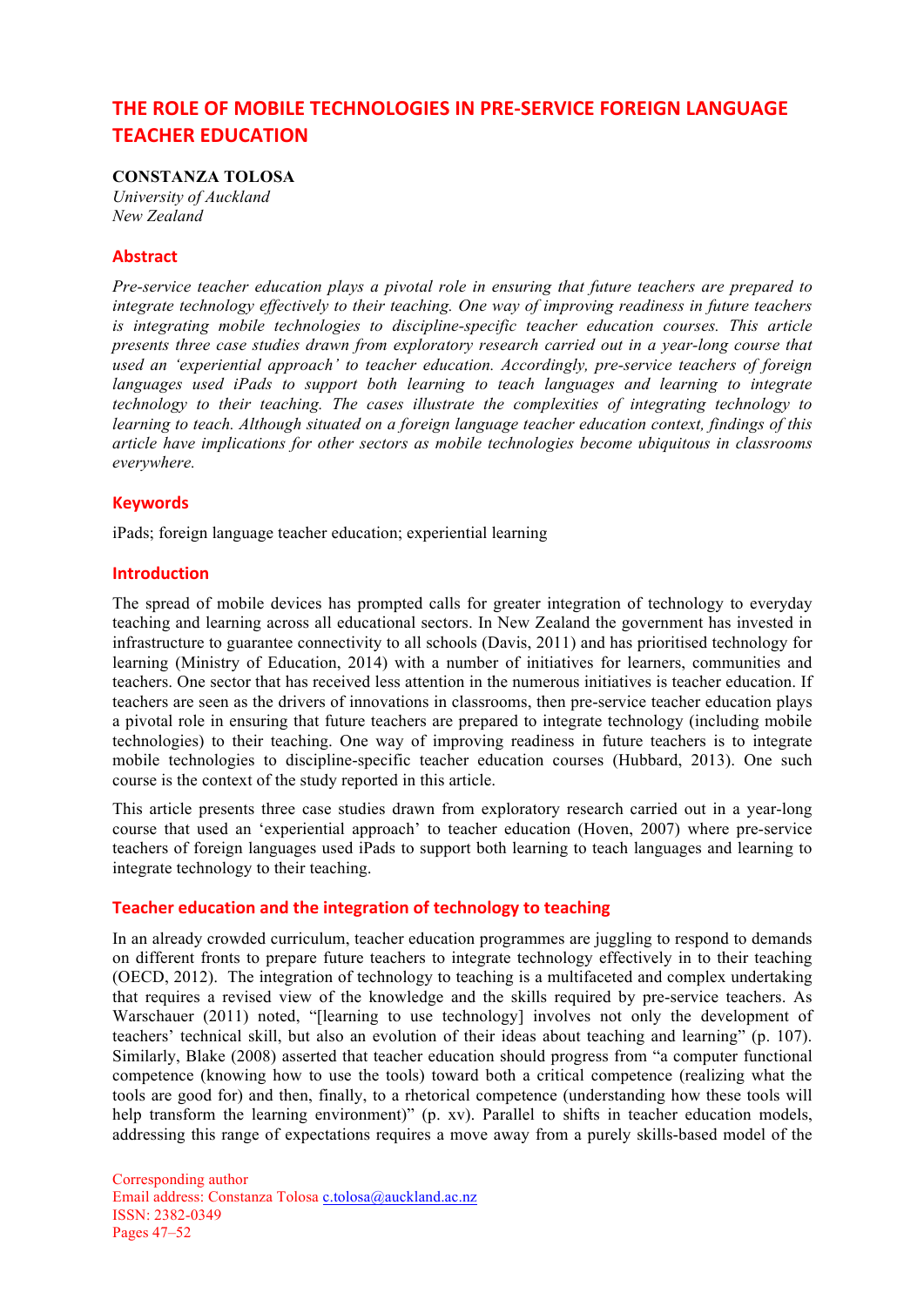# THE ROLE OF MOBILE TECHNOLOGIES IN PRE-SERVICE FOREIGN LANGUAGE TEACHER EDUCATION

**CONSTANZA TOLOSA**
*University of Auckland*
*New Zealand*

## Abstract

*Pre-service teacher education plays a pivotal role in ensuring that future teachers are prepared to integrate technology effectively to their teaching. One way of improving readiness in future teachers is integrating mobile technologies to discipline-specific teacher education courses. This article presents three case studies drawn from exploratory research carried out in a year-long course that used an 'experiential approach' to teacher education. Accordingly, pre-service teachers of foreign languages used iPads to support both learning to teach languages and learning to integrate technology to their teaching. The cases illustrate the complexities of integrating technology to learning to teach. Although situated on a foreign language teacher education context, findings of this article have implications for other sectors as mobile technologies become ubiquitous in classrooms everywhere.*

## Keywords

iPads; foreign language teacher education; experiential learning

## Introduction

The spread of mobile devices has prompted calls for greater integration of technology to everyday teaching and learning across all educational sectors. In New Zealand the government has invested in infrastructure to guarantee connectivity to all schools (Davis, 2011) and has prioritised technology for learning (Ministry of Education, 2014) with a number of initiatives for learners, communities and teachers. One sector that has received less attention in the numerous initiatives is teacher education. If teachers are seen as the drivers of innovations in classrooms, then pre-service teacher education plays a pivotal role in ensuring that future teachers are prepared to integrate technology (including mobile technologies) to their teaching. One way of improving readiness in future teachers is to integrate mobile technologies to discipline-specific teacher education courses (Hubbard, 2013). One such course is the context of the study reported in this article.

This article presents three case studies drawn from exploratory research carried out in a year-long course that used an 'experiential approach' to teacher education (Hoven, 2007) where pre-service teachers of foreign languages used iPads to support both learning to teach languages and learning to integrate technology to their teaching.

## Teacher education and the integration of technology to teaching

In an already crowded curriculum, teacher education programmes are juggling to respond to demands on different fronts to prepare future teachers to integrate technology effectively in to their teaching (OECD, 2012). The integration of technology to teaching is a multifaceted and complex undertaking that requires a revised view of the knowledge and the skills required by pre-service teachers. As Warschauer (2011) noted, "[learning to use technology] involves not only the development of teachers' technical skill, but also an evolution of their ideas about teaching and learning" (p. 107). Similarly, Blake (2008) asserted that teacher education should progress from "a computer functional competence (knowing how to use the tools) toward both a critical competence (realizing what the tools are good for) and then, finally, to a rhetorical competence (understanding how these tools will help transform the learning environment)" (p. xv). Parallel to shifts in teacher education models, addressing this range of expectations requires a move away from a purely skills-based model of the

Corresponding author
Email address: Constanza Tolosa c.tolosa@auckland.ac.nz
ISSN: 2382-0349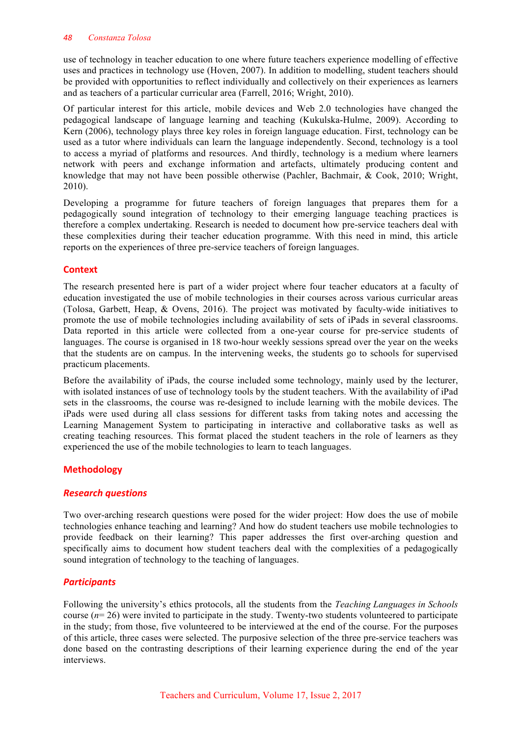use of technology in teacher education to one where future teachers experience modelling of effective uses and practices in technology use (Hoven, 2007). In addition to modelling, student teachers should be provided with opportunities to reflect individually and collectively on their experiences as learners and as teachers of a particular curricular area (Farrell, 2016; Wright, 2010).

Of particular interest for this article, mobile devices and Web 2.0 technologies have changed the pedagogical landscape of language learning and teaching (Kukulska-Hulme, 2009). According to Kern (2006), technology plays three key roles in foreign language education. First, technology can be used as a tutor where individuals can learn the language independently. Second, technology is a tool to access a myriad of platforms and resources. And thirdly, technology is a medium where learners network with peers and exchange information and artefacts, ultimately producing content and knowledge that may not have been possible otherwise (Pachler, Bachmair, & Cook, 2010; Wright, 2010).

Developing a programme for future teachers of foreign languages that prepares them for a pedagogically sound integration of technology to their emerging language teaching practices is therefore a complex undertaking. Research is needed to document how pre-service teachers deal with these complexities during their teacher education programme. With this need in mind, this article reports on the experiences of three pre-service teachers of foreign languages.

## Context

The research presented here is part of a wider project where four teacher educators at a faculty of education investigated the use of mobile technologies in their courses across various curricular areas (Tolosa, Garbett, Heap, & Ovens, 2016). The project was motivated by faculty-wide initiatives to promote the use of mobile technologies including availability of sets of iPads in several classrooms. Data reported in this article were collected from a one-year course for pre-service students of languages. The course is organised in 18 two-hour weekly sessions spread over the year on the weeks that the students are on campus. In the intervening weeks, the students go to schools for supervised practicum placements.

Before the availability of iPads, the course included some technology, mainly used by the lecturer, with isolated instances of use of technology tools by the student teachers. With the availability of iPad sets in the classrooms, the course was re-designed to include learning with the mobile devices. The iPads were used during all class sessions for different tasks from taking notes and accessing the Learning Management System to participating in interactive and collaborative tasks as well as creating teaching resources. This format placed the student teachers in the role of learners as they experienced the use of the mobile technologies to learn to teach languages.

## Methodology

### *Research questions*

Two over-arching research questions were posed for the wider project: How does the use of mobile technologies enhance teaching and learning? And how do student teachers use mobile technologies to provide feedback on their learning? This paper addresses the first over-arching question and specifically aims to document how student teachers deal with the complexities of a pedagogically sound integration of technology to the teaching of languages.

### *Participants*

Following the university's ethics protocols, all the students from the *Teaching Languages in Schools* course (*n*= 26) were invited to participate in the study. Twenty-two students volunteered to participate in the study; from those, five volunteered to be interviewed at the end of the course. For the purposes of this article, three cases were selected. The purposive selection of the three pre-service teachers was done based on the contrasting descriptions of their learning experience during the end of the year interviews.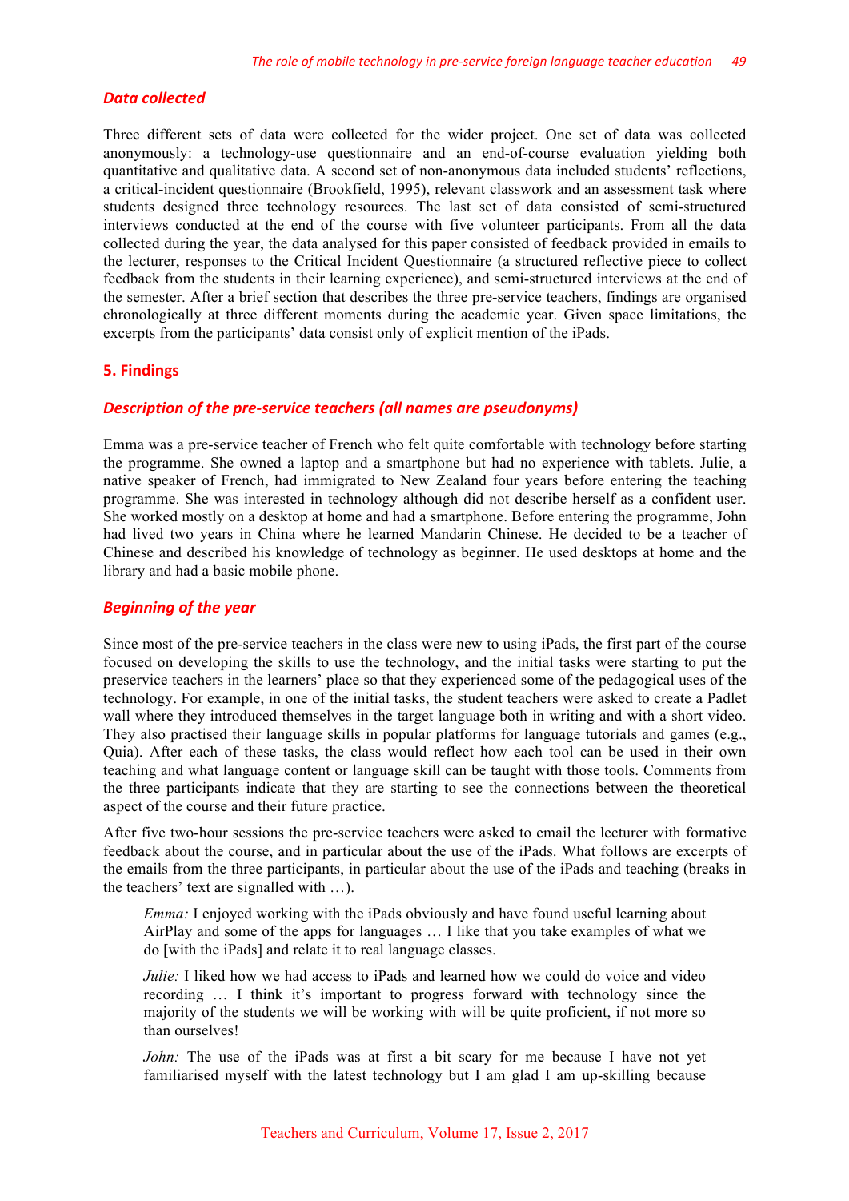### *Data collected*

Three different sets of data were collected for the wider project. One set of data was collected anonymously: a technology-use questionnaire and an end-of-course evaluation yielding both quantitative and qualitative data. A second set of non-anonymous data included students' reflections, a critical-incident questionnaire (Brookfield, 1995), relevant classwork and an assessment task where students designed three technology resources. The last set of data consisted of semi-structured interviews conducted at the end of the course with five volunteer participants. From all the data collected during the year, the data analysed for this paper consisted of feedback provided in emails to the lecturer, responses to the Critical Incident Questionnaire (a structured reflective piece to collect feedback from the students in their learning experience), and semi-structured interviews at the end of the semester. After a brief section that describes the three pre-service teachers, findings are organised chronologically at three different moments during the academic year. Given space limitations, the excerpts from the participants' data consist only of explicit mention of the iPads.

## 5. Findings

### *Description of the pre-service teachers (all names are pseudonyms)*

Emma was a pre-service teacher of French who felt quite comfortable with technology before starting the programme. She owned a laptop and a smartphone but had no experience with tablets. Julie, a native speaker of French, had immigrated to New Zealand four years before entering the teaching programme. She was interested in technology although did not describe herself as a confident user. She worked mostly on a desktop at home and had a smartphone. Before entering the programme, John had lived two years in China where he learned Mandarin Chinese. He decided to be a teacher of Chinese and described his knowledge of technology as beginner. He used desktops at home and the library and had a basic mobile phone.

### *Beginning of the year*

Since most of the pre-service teachers in the class were new to using iPads, the first part of the course focused on developing the skills to use the technology, and the initial tasks were starting to put the preservice teachers in the learners' place so that they experienced some of the pedagogical uses of the technology. For example, in one of the initial tasks, the student teachers were asked to create a Padlet wall where they introduced themselves in the target language both in writing and with a short video. They also practised their language skills in popular platforms for language tutorials and games (e.g., Quia). After each of these tasks, the class would reflect how each tool can be used in their own teaching and what language content or language skill can be taught with those tools. Comments from the three participants indicate that they are starting to see the connections between the theoretical aspect of the course and their future practice.

After five two-hour sessions the pre-service teachers were asked to email the lecturer with formative feedback about the course, and in particular about the use of the iPads. What follows are excerpts of the emails from the three participants, in particular about the use of the iPads and teaching (breaks in the teachers' text are signalled with …).

> *Emma:* I enjoyed working with the iPads obviously and have found useful learning about AirPlay and some of the apps for languages … I like that you take examples of what we do [with the iPads] and relate it to real language classes.
>
> *Julie:* I liked how we had access to iPads and learned how we could do voice and video recording … I think it's important to progress forward with technology since the majority of the students we will be working with will be quite proficient, if not more so than ourselves!
>
> *John:* The use of the iPads was at first a bit scary for me because I have not yet familiarised myself with the latest technology but I am glad I am up-skilling because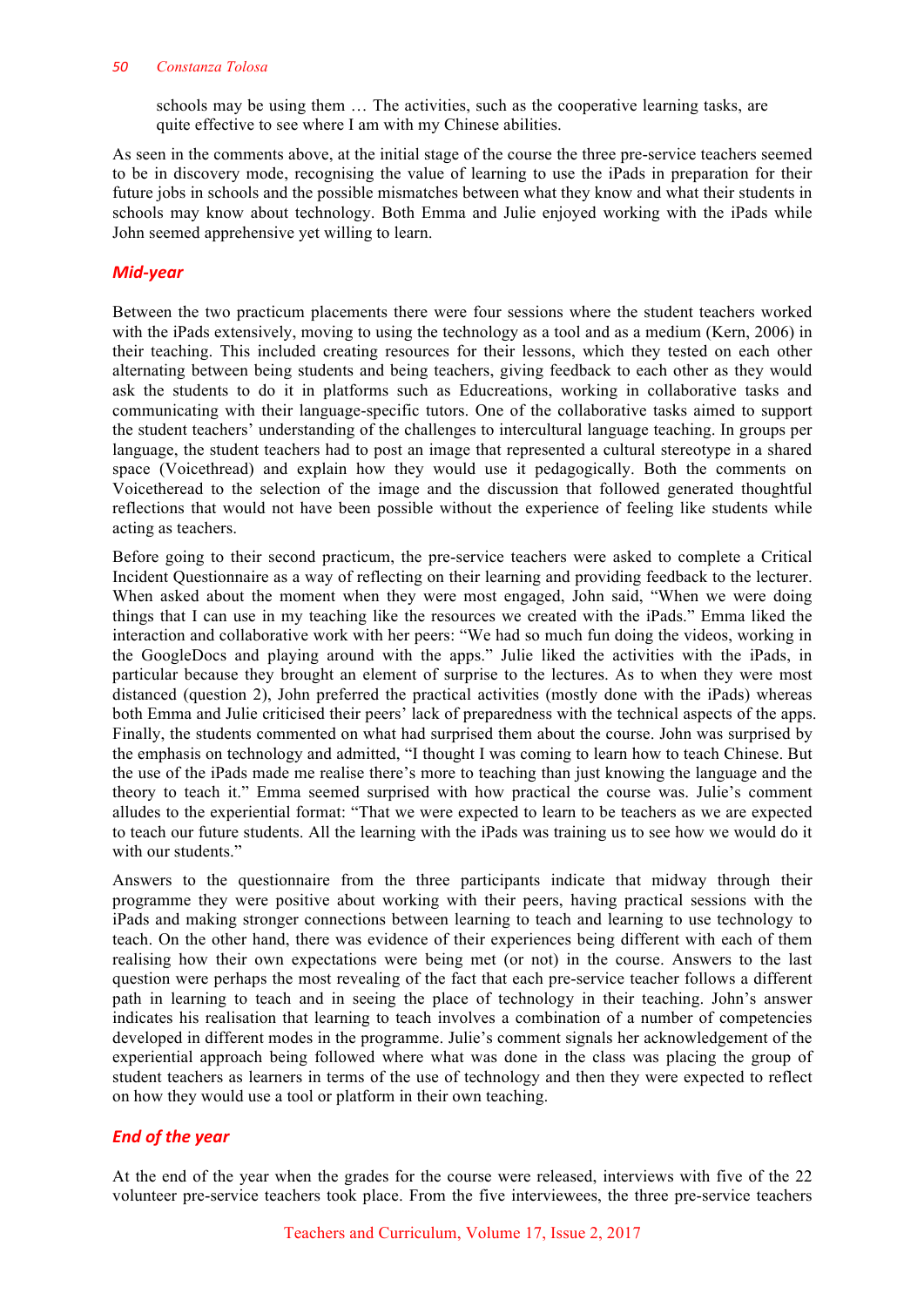> schools may be using them … The activities, such as the cooperative learning tasks, are quite effective to see where I am with my Chinese abilities.

As seen in the comments above, at the initial stage of the course the three pre-service teachers seemed to be in discovery mode, recognising the value of learning to use the iPads in preparation for their future jobs in schools and the possible mismatches between what they know and what their students in schools may know about technology. Both Emma and Julie enjoyed working with the iPads while John seemed apprehensive yet willing to learn.

## *Mid-year*

Between the two practicum placements there were four sessions where the student teachers worked with the iPads extensively, moving to using the technology as a tool and as a medium (Kern, 2006) in their teaching. This included creating resources for their lessons, which they tested on each other alternating between being students and being teachers, giving feedback to each other as they would ask the students to do it in platforms such as Educreations, working in collaborative tasks and communicating with their language-specific tutors. One of the collaborative tasks aimed to support the student teachers' understanding of the challenges to intercultural language teaching. In groups per language, the student teachers had to post an image that represented a cultural stereotype in a shared space (Voicethread) and explain how they would use it pedagogically. Both the comments on Voicetheread to the selection of the image and the discussion that followed generated thoughtful reflections that would not have been possible without the experience of feeling like students while acting as teachers.

Before going to their second practicum, the pre-service teachers were asked to complete a Critical Incident Questionnaire as a way of reflecting on their learning and providing feedback to the lecturer. When asked about the moment when they were most engaged, John said, "When we were doing things that I can use in my teaching like the resources we created with the iPads." Emma liked the interaction and collaborative work with her peers: "We had so much fun doing the videos, working in the GoogleDocs and playing around with the apps." Julie liked the activities with the iPads, in particular because they brought an element of surprise to the lectures. As to when they were most distanced (question 2), John preferred the practical activities (mostly done with the iPads) whereas both Emma and Julie criticised their peers' lack of preparedness with the technical aspects of the apps. Finally, the students commented on what had surprised them about the course. John was surprised by the emphasis on technology and admitted, "I thought I was coming to learn how to teach Chinese. But the use of the iPads made me realise there's more to teaching than just knowing the language and the theory to teach it." Emma seemed surprised with how practical the course was. Julie's comment alludes to the experiential format: "That we were expected to learn to be teachers as we are expected to teach our future students. All the learning with the iPads was training us to see how we would do it with our students."

Answers to the questionnaire from the three participants indicate that midway through their programme they were positive about working with their peers, having practical sessions with the iPads and making stronger connections between learning to teach and learning to use technology to teach. On the other hand, there was evidence of their experiences being different with each of them realising how their own expectations were being met (or not) in the course. Answers to the last question were perhaps the most revealing of the fact that each pre-service teacher follows a different path in learning to teach and in seeing the place of technology in their teaching. John's answer indicates his realisation that learning to teach involves a combination of a number of competencies developed in different modes in the programme. Julie's comment signals her acknowledgement of the experiential approach being followed where what was done in the class was placing the group of student teachers as learners in terms of the use of technology and then they were expected to reflect on how they would use a tool or platform in their own teaching.

## *End of the year*

At the end of the year when the grades for the course were released, interviews with five of the 22 volunteer pre-service teachers took place. From the five interviewees, the three pre-service teachers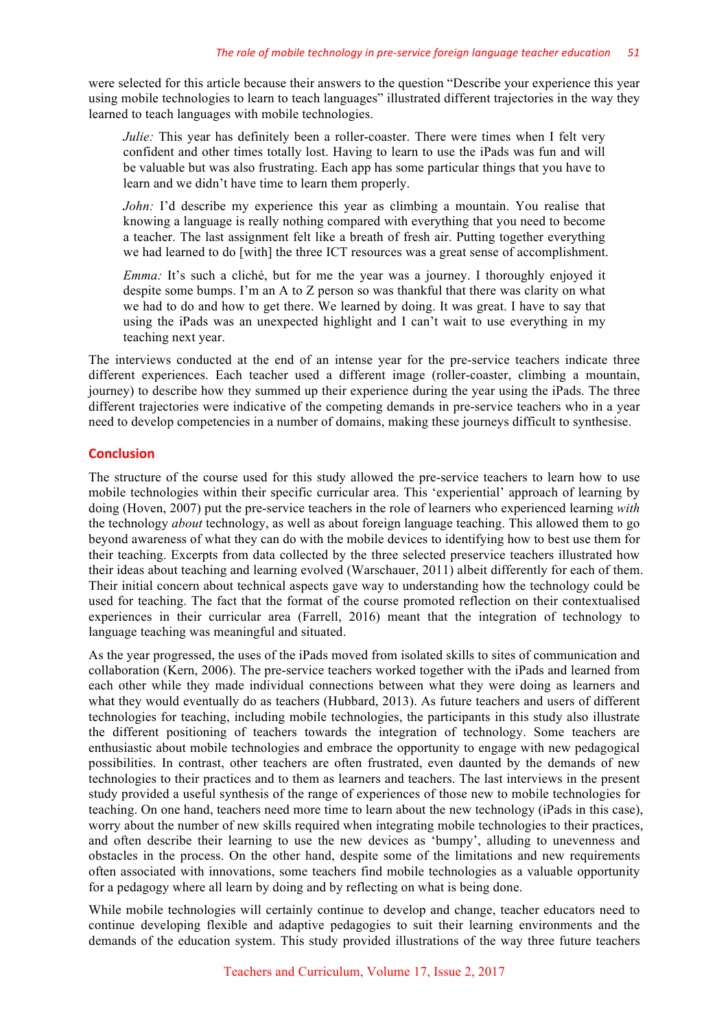were selected for this article because their answers to the question "Describe your experience this year using mobile technologies to learn to teach languages" illustrated different trajectories in the way they learned to teach languages with mobile technologies.

> *Julie:* This year has definitely been a roller-coaster. There were times when I felt very confident and other times totally lost. Having to learn to use the iPads was fun and will be valuable but was also frustrating. Each app has some particular things that you have to learn and we didn't have time to learn them properly.

> *John:* I'd describe my experience this year as climbing a mountain. You realise that knowing a language is really nothing compared with everything that you need to become a teacher. The last assignment felt like a breath of fresh air. Putting together everything we had learned to do [with] the three ICT resources was a great sense of accomplishment.

> *Emma:* It's such a cliché, but for me the year was a journey. I thoroughly enjoyed it despite some bumps. I'm an A to Z person so was thankful that there was clarity on what we had to do and how to get there. We learned by doing. It was great. I have to say that using the iPads was an unexpected highlight and I can't wait to use everything in my teaching next year.

The interviews conducted at the end of an intense year for the pre-service teachers indicate three different experiences. Each teacher used a different image (roller-coaster, climbing a mountain, journey) to describe how they summed up their experience during the year using the iPads. The three different trajectories were indicative of the competing demands in pre-service teachers who in a year need to develop competencies in a number of domains, making these journeys difficult to synthesise.

## Conclusion

The structure of the course used for this study allowed the pre-service teachers to learn how to use mobile technologies within their specific curricular area. This 'experiential' approach of learning by doing (Hoven, 2007) put the pre-service teachers in the role of learners who experienced learning *with* the technology *about* technology, as well as about foreign language teaching. This allowed them to go beyond awareness of what they can do with the mobile devices to identifying how to best use them for their teaching. Excerpts from data collected by the three selected preservice teachers illustrated how their ideas about teaching and learning evolved (Warschauer, 2011) albeit differently for each of them. Their initial concern about technical aspects gave way to understanding how the technology could be used for teaching. The fact that the format of the course promoted reflection on their contextualised experiences in their curricular area (Farrell, 2016) meant that the integration of technology to language teaching was meaningful and situated.

As the year progressed, the uses of the iPads moved from isolated skills to sites of communication and collaboration (Kern, 2006). The pre-service teachers worked together with the iPads and learned from each other while they made individual connections between what they were doing as learners and what they would eventually do as teachers (Hubbard, 2013). As future teachers and users of different technologies for teaching, including mobile technologies, the participants in this study also illustrate the different positioning of teachers towards the integration of technology. Some teachers are enthusiastic about mobile technologies and embrace the opportunity to engage with new pedagogical possibilities. In contrast, other teachers are often frustrated, even daunted by the demands of new technologies to their practices and to them as learners and teachers. The last interviews in the present study provided a useful synthesis of the range of experiences of those new to mobile technologies for teaching. On one hand, teachers need more time to learn about the new technology (iPads in this case), worry about the number of new skills required when integrating mobile technologies to their practices, and often describe their learning to use the new devices as 'bumpy', alluding to unevenness and obstacles in the process. On the other hand, despite some of the limitations and new requirements often associated with innovations, some teachers find mobile technologies as a valuable opportunity for a pedagogy where all learn by doing and by reflecting on what is being done.

While mobile technologies will certainly continue to develop and change, teacher educators need to continue developing flexible and adaptive pedagogies to suit their learning environments and the demands of the education system. This study provided illustrations of the way three future teachers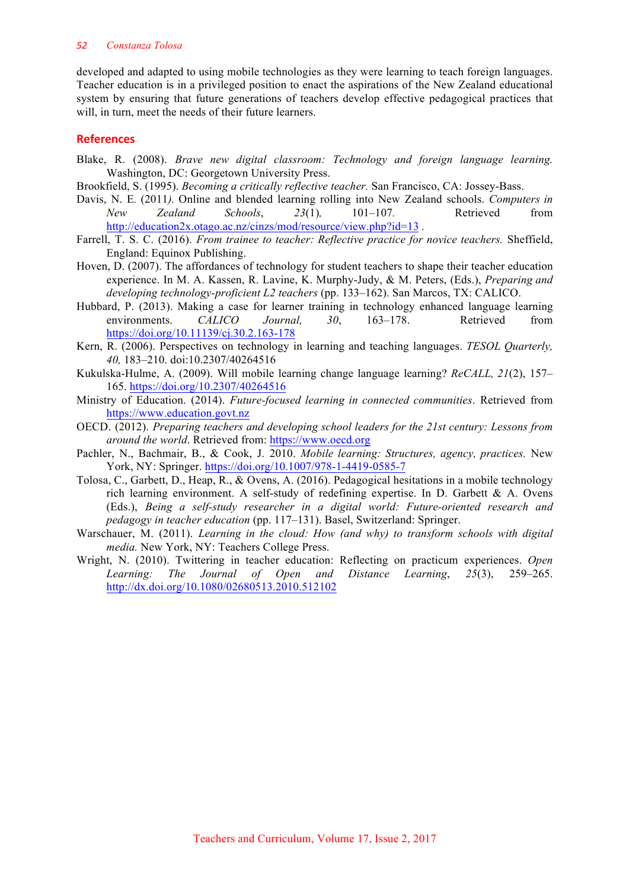developed and adapted to using mobile technologies as they were learning to teach foreign languages. Teacher education is in a privileged position to enact the aspirations of the New Zealand educational system by ensuring that future generations of teachers develop effective pedagogical practices that will, in turn, meet the needs of their future learners.

## References

Blake, R. (2008). *Brave new digital classroom: Technology and foreign language learning.* Washington, DC: Georgetown University Press.

Brookfield, S. (1995). *Becoming a critically reflective teacher.* San Francisco, CA: Jossey-Bass.

Davis, N. E. (2011). Online and blended learning rolling into New Zealand schools. *Computers in New Zealand Schools*, *23*(1), 101–107. Retrieved from http://education2x.otago.ac.nz/cinzs/mod/resource/view.php?id=13 .

Farrell, T. S. C. (2016). *From trainee to teacher: Reflective practice for novice teachers.* Sheffield, England: Equinox Publishing.

Hoven, D. (2007). The affordances of technology for student teachers to shape their teacher education experience. In M. A. Kassen, R. Lavine, K. Murphy-Judy, & M. Peters, (Eds.), *Preparing and developing technology-proficient L2 teachers* (pp. 133–162). San Marcos, TX: CALICO.

Hubbard, P. (2013). Making a case for learner training in technology enhanced language learning environments. *CALICO Journal, 30*, 163–178. Retrieved from https://doi.org/10.11139/cj.30.2.163-178

Kern, R. (2006). Perspectives on technology in learning and teaching languages. *TESOL Quarterly, 40,* 183–210. doi:10.2307/40264516

Kukulska-Hulme, A. (2009). Will mobile learning change language learning? *ReCALL, 21*(2), 157–165. https://doi.org/10.2307/40264516

Ministry of Education. (2014). *Future-focused learning in connected communities*. Retrieved from https://www.education.govt.nz

OECD. (2012). *Preparing teachers and developing school leaders for the 21st century: Lessons from around the world*. Retrieved from: https://www.oecd.org

Pachler, N., Bachmair, B., & Cook, J. 2010. *Mobile learning: Structures, agency, practices.* New York, NY: Springer. https://doi.org/10.1007/978-1-4419-0585-7

Tolosa, C., Garbett, D., Heap, R., & Ovens, A. (2016). Pedagogical hesitations in a mobile technology rich learning environment. A self-study of redefining expertise. In D. Garbett & A. Ovens (Eds.), *Being a self-study researcher in a digital world: Future-oriented research and pedagogy in teacher education* (pp. 117–131). Basel, Switzerland: Springer.

Warschauer, M. (2011). *Learning in the cloud: How (and why) to transform schools with digital media.* New York, NY: Teachers College Press.

Wright, N. (2010). Twittering in teacher education: Reflecting on practicum experiences. *Open Learning: The Journal of Open and Distance Learning*, *25*(3), 259–265. http://dx.doi.org/10.1080/02680513.2010.512102